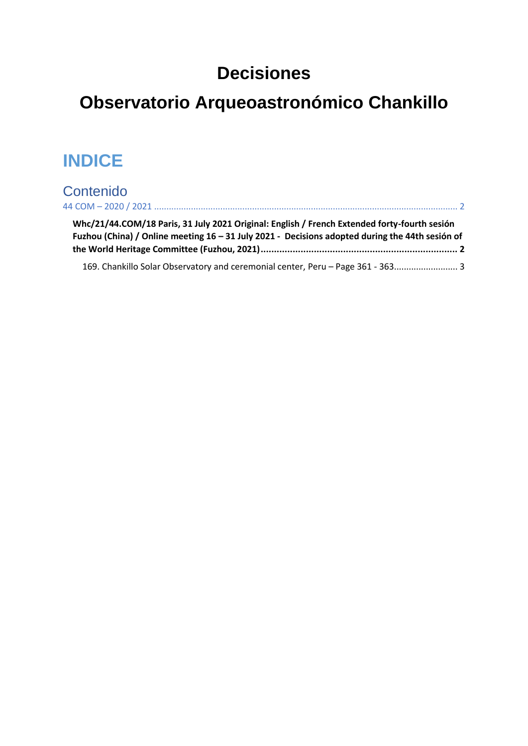# Decisiones

# Observatorio Arqueoastronómico Chankillo

## INDICE

### Contenido

44 COM – 2020 / 2021 ........................................................................................................................ 2

**Whc/21/44.COM/18 Paris, 31 July 2021 Original: English / French Extended forty-fourth sesión Fuzhou (China) / Online meeting 16 – 31 July 2021 - Decisions adopted during the 44th sesión of the World Heritage Committee (Fuzhou, 2021)......................................................................... 2**

169. Chankillo Solar Observatory and ceremonial center, Peru – Page 361 - 363......................... 3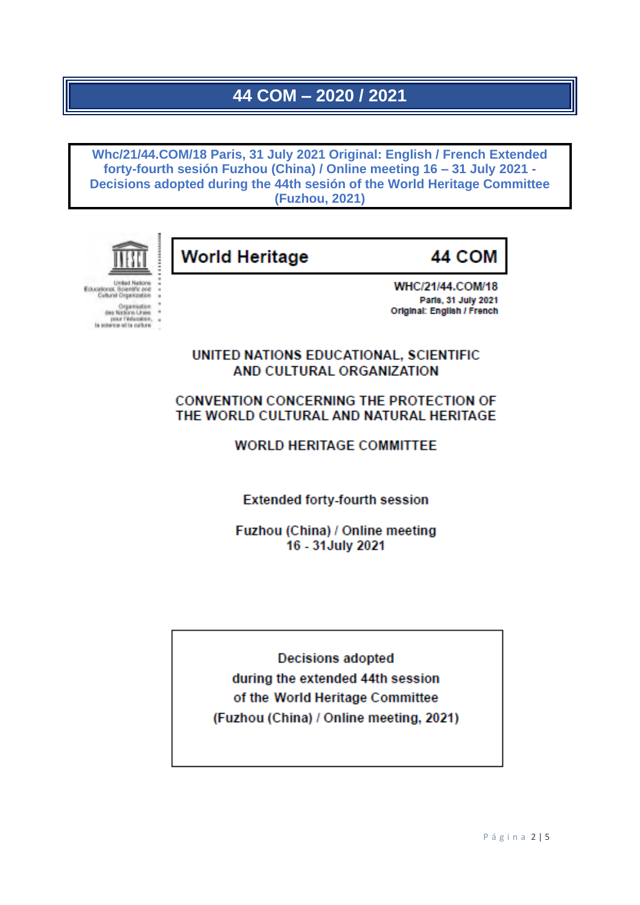# 44 COM – 2020 / 2021

**Whc/21/44.COM/18 Paris, 31 July 2021 Original: English / French Extended forty-fourth sesión Fuzhou (China) / Online meeting 16 – 31 July 2021 - Decisions adopted during the 44th sesión of the World Heritage Committee (Fuzhou, 2021)**

United Nations Educational, Scientific and Cultural Organization

Organisation des Nations Unies pour l'éducation, la science et la culture

**World Heritage** **44 COM**

**WHC/21/44.COM/18**
**Paris, 31 July 2021**
**Original: English / French**

UNITED NATIONS EDUCATIONAL, SCIENTIFIC AND CULTURAL ORGANIZATION

CONVENTION CONCERNING THE PROTECTION OF THE WORLD CULTURAL AND NATURAL HERITAGE

WORLD HERITAGE COMMITTEE

Extended forty-fourth session

Fuzhou (China) / Online meeting
16 - 31July 2021

Decisions adopted
during the extended 44th session
of the World Heritage Committee
(Fuzhou (China) / Online meeting, 2021)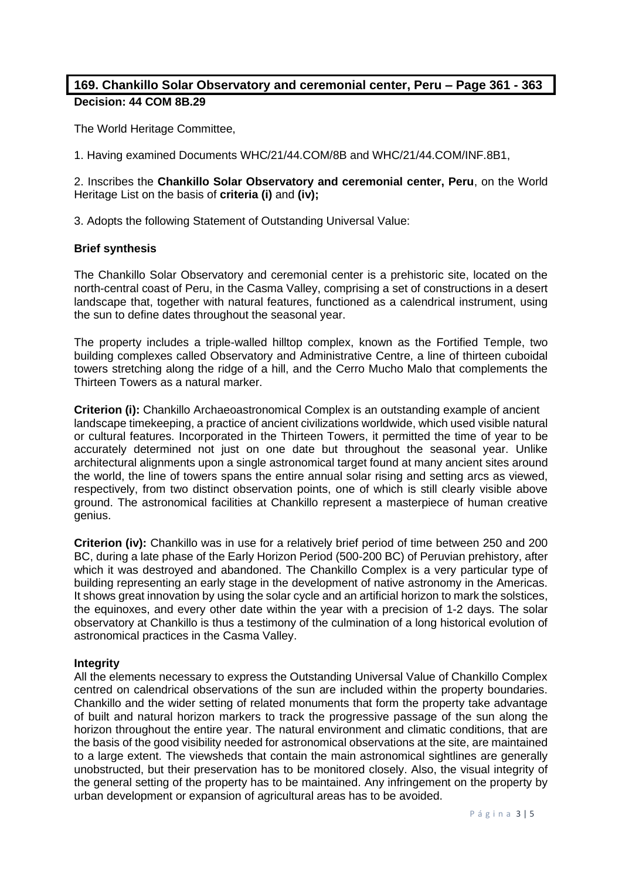## 169. Chankillo Solar Observatory and ceremonial center, Peru – Page 361 - 363

**Decision: 44 COM 8B.29**

The World Heritage Committee,

1. Having examined Documents WHC/21/44.COM/8B and WHC/21/44.COM/INF.8B1,

2. Inscribes the **Chankillo Solar Observatory and ceremonial center, Peru**, on the World Heritage List on the basis of **criteria (i)** and **(iv);**

3. Adopts the following Statement of Outstanding Universal Value:

**Brief synthesis**

The Chankillo Solar Observatory and ceremonial center is a prehistoric site, located on the north-central coast of Peru, in the Casma Valley, comprising a set of constructions in a desert landscape that, together with natural features, functioned as a calendrical instrument, using the sun to define dates throughout the seasonal year.

The property includes a triple-walled hilltop complex, known as the Fortified Temple, two building complexes called Observatory and Administrative Centre, a line of thirteen cuboidal towers stretching along the ridge of a hill, and the Cerro Mucho Malo that complements the Thirteen Towers as a natural marker.

**Criterion (i):** Chankillo Archaeoastronomical Complex is an outstanding example of ancient landscape timekeeping, a practice of ancient civilizations worldwide, which used visible natural or cultural features. Incorporated in the Thirteen Towers, it permitted the time of year to be accurately determined not just on one date but throughout the seasonal year. Unlike architectural alignments upon a single astronomical target found at many ancient sites around the world, the line of towers spans the entire annual solar rising and setting arcs as viewed, respectively, from two distinct observation points, one of which is still clearly visible above ground. The astronomical facilities at Chankillo represent a masterpiece of human creative genius.

**Criterion (iv):** Chankillo was in use for a relatively brief period of time between 250 and 200 BC, during a late phase of the Early Horizon Period (500-200 BC) of Peruvian prehistory, after which it was destroyed and abandoned. The Chankillo Complex is a very particular type of building representing an early stage in the development of native astronomy in the Americas. It shows great innovation by using the solar cycle and an artificial horizon to mark the solstices, the equinoxes, and every other date within the year with a precision of 1-2 days. The solar observatory at Chankillo is thus a testimony of the culmination of a long historical evolution of astronomical practices in the Casma Valley.

**Integrity**

All the elements necessary to express the Outstanding Universal Value of Chankillo Complex centred on calendrical observations of the sun are included within the property boundaries. Chankillo and the wider setting of related monuments that form the property take advantage of built and natural horizon markers to track the progressive passage of the sun along the horizon throughout the entire year. The natural environment and climatic conditions, that are the basis of the good visibility needed for astronomical observations at the site, are maintained to a large extent. The viewsheds that contain the main astronomical sightlines are generally unobstructed, but their preservation has to be monitored closely. Also, the visual integrity of the general setting of the property has to be maintained. Any infringement on the property by urban development or expansion of agricultural areas has to be avoided.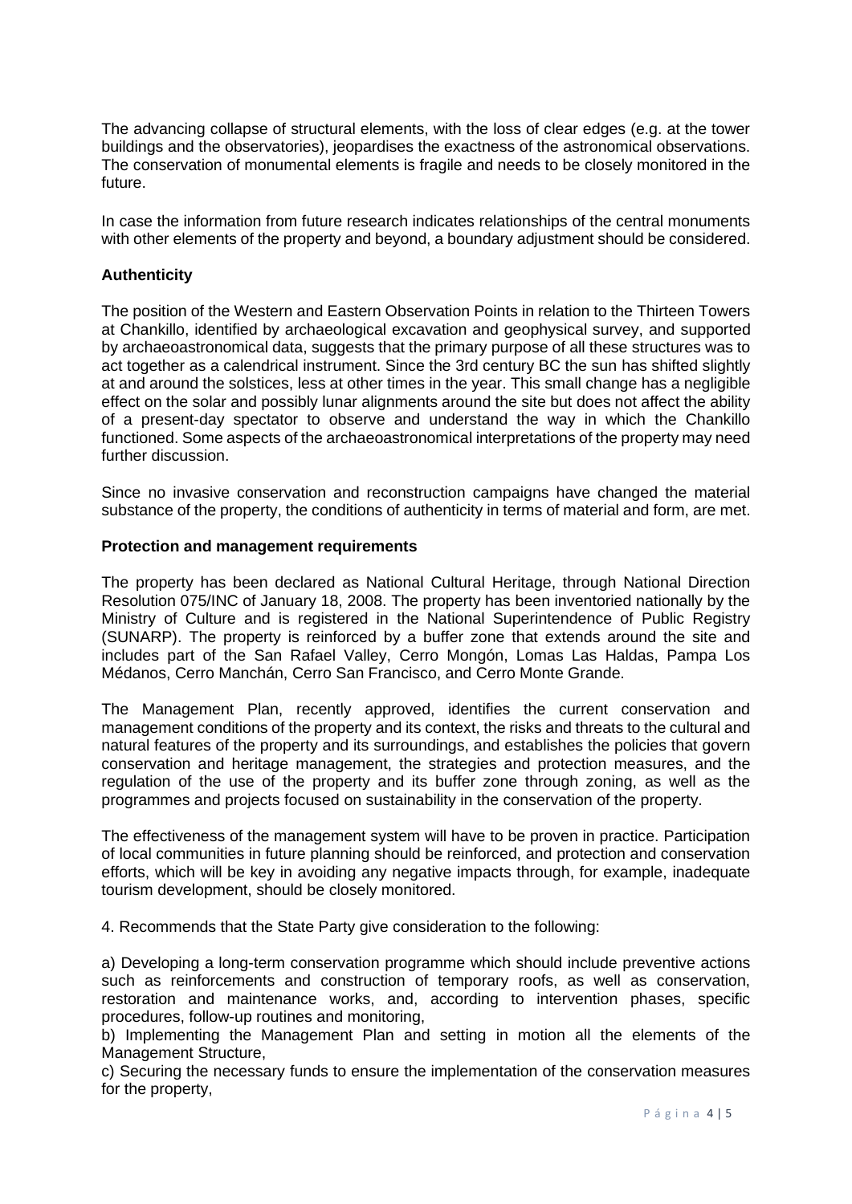The advancing collapse of structural elements, with the loss of clear edges (e.g. at the tower buildings and the observatories), jeopardises the exactness of the astronomical observations. The conservation of monumental elements is fragile and needs to be closely monitored in the future.

In case the information from future research indicates relationships of the central monuments with other elements of the property and beyond, a boundary adjustment should be considered.

**Authenticity**

The position of the Western and Eastern Observation Points in relation to the Thirteen Towers at Chankillo, identified by archaeological excavation and geophysical survey, and supported by archaeoastronomical data, suggests that the primary purpose of all these structures was to act together as a calendrical instrument. Since the 3rd century BC the sun has shifted slightly at and around the solstices, less at other times in the year. This small change has a negligible effect on the solar and possibly lunar alignments around the site but does not affect the ability of a present-day spectator to observe and understand the way in which the Chankillo functioned. Some aspects of the archaeoastronomical interpretations of the property may need further discussion.

Since no invasive conservation and reconstruction campaigns have changed the material substance of the property, the conditions of authenticity in terms of material and form, are met.

**Protection and management requirements**

The property has been declared as National Cultural Heritage, through National Direction Resolution 075/INC of January 18, 2008. The property has been inventoried nationally by the Ministry of Culture and is registered in the National Superintendence of Public Registry (SUNARP). The property is reinforced by a buffer zone that extends around the site and includes part of the San Rafael Valley, Cerro Mongón, Lomas Las Haldas, Pampa Los Médanos, Cerro Manchán, Cerro San Francisco, and Cerro Monte Grande.

The Management Plan, recently approved, identifies the current conservation and management conditions of the property and its context, the risks and threats to the cultural and natural features of the property and its surroundings, and establishes the policies that govern conservation and heritage management, the strategies and protection measures, and the regulation of the use of the property and its buffer zone through zoning, as well as the programmes and projects focused on sustainability in the conservation of the property.

The effectiveness of the management system will have to be proven in practice. Participation of local communities in future planning should be reinforced, and protection and conservation efforts, which will be key in avoiding any negative impacts through, for example, inadequate tourism development, should be closely monitored.

4. Recommends that the State Party give consideration to the following:

a) Developing a long-term conservation programme which should include preventive actions such as reinforcements and construction of temporary roofs, as well as conservation, restoration and maintenance works, and, according to intervention phases, specific procedures, follow-up routines and monitoring,
b) Implementing the Management Plan and setting in motion all the elements of the Management Structure,
c) Securing the necessary funds to ensure the implementation of the conservation measures for the property,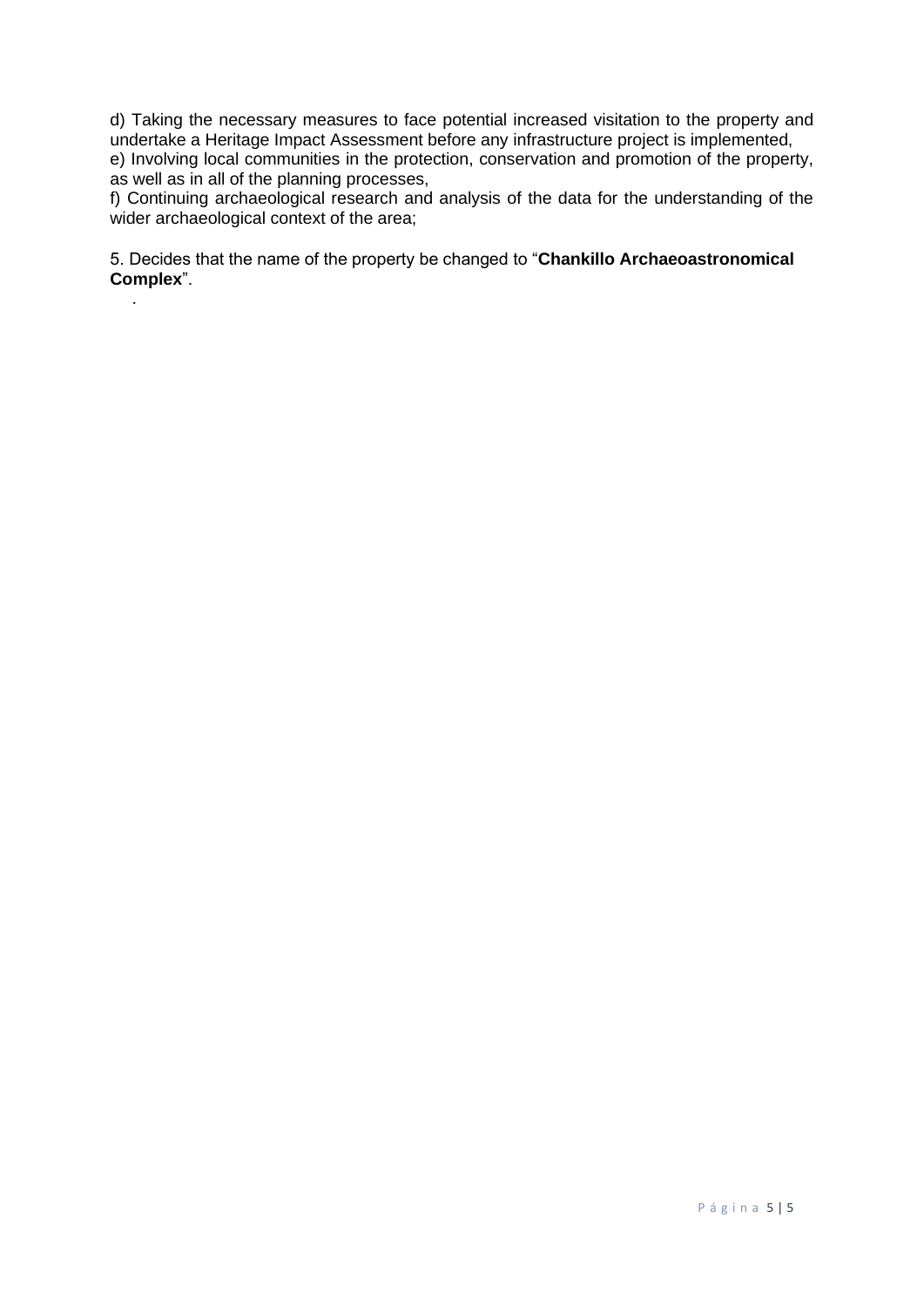d) Taking the necessary measures to face potential increased visitation to the property and undertake a Heritage Impact Assessment before any infrastructure project is implemented,
e) Involving local communities in the protection, conservation and promotion of the property, as well as in all of the planning processes,
f) Continuing archaeological research and analysis of the data for the understanding of the wider archaeological context of the area;

5. Decides that the name of the property be changed to "**Chankillo Archaeoastronomical Complex**".

.